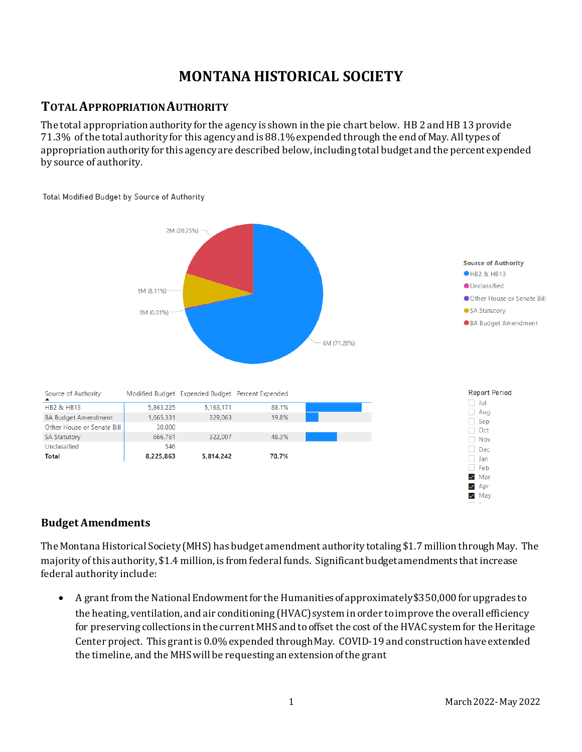# MONTANA HISTORICAL SOCIETY

## TOTAL APPROPRIATION AUTHORITY

The total appropriation authority for the agency is shown in the pie chart below. HB 2 and HB 13 provide 71.3% of the total authority for this agency and is 88.1% expended through the end of May. All types of appropriation authority for this agency are described below, including total budget and the percent expended by source of authority.

Total Modified Budget by Source of Authority

| Source of Authority | Modified Budget | Expended Budget | Percent Expended |
|---|---|---|---|
| HB2 & HB13 | 5,863,225 | 5,163,171 | 88.1% |
| BA Budget Amendment | 1,665,331 | 329,063 | 19.8% |
| Other House or Senate Bill | 30,000 | | |
| SA Statutory | 666,761 | 322,007 | 48.3% |
| Unclassified | 546 | | |
| **Total** | **8,225,863** | **5,814,242** | **70.7%** |

Report Period: Mar, Apr, May

### Budget Amendments

The Montana Historical Society (MHS) has budget amendment authority totaling $1.7 million through May. The majority of this authority, $1.4 million, is from federal funds. Significant budget amendments that increase federal authority include:

- A grant from the National Endowment for the Humanities of approximately $350,000 for upgrades to the heating, ventilation, and air conditioning (HVAC) system in order to improve the overall efficiency for preserving collections in the current MHS and to offset the cost of the HVAC system for the Heritage Center project. This grant is 0.0% expended through May. COVID-19 and construction have extended the timeline, and the MHS will be requesting an extension of the grant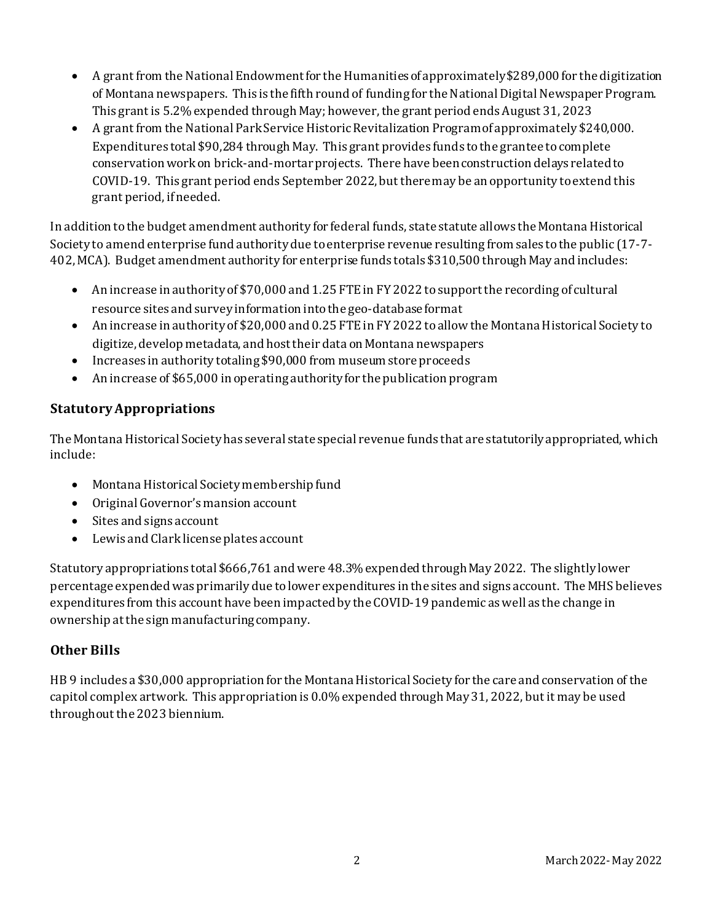- A grant from the National Endowment for the Humanities of approximately $289,000 for the digitization of Montana newspapers. This is the fifth round of funding for the National Digital Newspaper Program. This grant is 5.2% expended through May; however, the grant period ends August 31, 2023
- A grant from the National Park Service Historic Revitalization Program of approximately $240,000. Expenditures total $90,284 through May. This grant provides funds to the grantee to complete conservation work on brick-and-mortar projects. There have been construction delays related to COVID-19. This grant period ends September 2022, but there may be an opportunity to extend this grant period, if needed.

In addition to the budget amendment authority for federal funds, state statute allows the Montana Historical Society to amend enterprise fund authority due to enterprise revenue resulting from sales to the public (17-7-402, MCA). Budget amendment authority for enterprise funds totals $310,500 through May and includes:

- An increase in authority of $70,000 and 1.25 FTE in FY 2022 to support the recording of cultural resource sites and survey information into the geo-database format
- An increase in authority of $20,000 and 0.25 FTE in FY 2022 to allow the Montana Historical Society to digitize, develop metadata, and host their data on Montana newspapers
- Increases in authority totaling $90,000 from museum store proceeds
- An increase of $65,000 in operating authority for the publication program

## Statutory Appropriations

The Montana Historical Society has several state special revenue funds that are statutorily appropriated, which include:

- Montana Historical Society membership fund
- Original Governor's mansion account
- Sites and signs account
- Lewis and Clark license plates account

Statutory appropriations total $666,761 and were 48.3% expended through May 2022. The slightly lower percentage expended was primarily due to lower expenditures in the sites and signs account. The MHS believes expenditures from this account have been impacted by the COVID-19 pandemic as well as the change in ownership at the sign manufacturing company.

## Other Bills

HB 9 includes a $30,000 appropriation for the Montana Historical Society for the care and conservation of the capitol complex artwork. This appropriation is 0.0% expended through May 31, 2022, but it may be used throughout the 2023 biennium.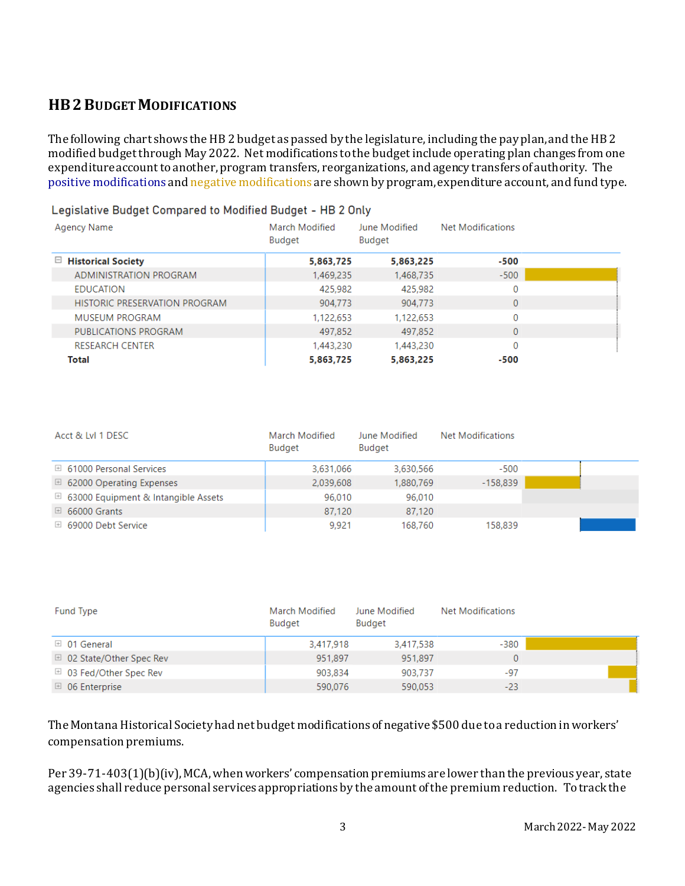## HB 2 Budget Modifications

The following chart shows the HB 2 budget as passed by the legislature, including the pay plan, and the HB 2 modified budget through May 2022. Net modifications to the budget include operating plan changes from one expenditure account to another, program transfers, reorganizations, and agency transfers of authority. The positive modifications and negative modifications are shown by program, expenditure account, and fund type.

**Legislative Budget Compared to Modified Budget - HB 2 Only**

| Agency Name | March Modified Budget | June Modified Budget | Net Modifications |
|---|---|---|---|
| **Historical Society** | **5,863,725** | **5,863,225** | **-500** |
| ADMINISTRATION PROGRAM | 1,469,235 | 1,468,735 | -500 |
| EDUCATION | 425,982 | 425,982 | 0 |
| HISTORIC PRESERVATION PROGRAM | 904,773 | 904,773 | 0 |
| MUSEUM PROGRAM | 1,122,653 | 1,122,653 | 0 |
| PUBLICATIONS PROGRAM | 497,852 | 497,852 | 0 |
| RESEARCH CENTER | 1,443,230 | 1,443,230 | 0 |
| **Total** | **5,863,725** | **5,863,225** | **-500** |

| Acct & Lvl 1 DESC | March Modified Budget | June Modified Budget | Net Modifications |
|---|---|---|---|
| 61000 Personal Services | 3,631,066 | 3,630,566 | -500 |
| 62000 Operating Expenses | 2,039,608 | 1,880,769 | -158,839 |
| 63000 Equipment & Intangible Assets | 96,010 | 96,010 | |
| 66000 Grants | 87,120 | 87,120 | |
| 69000 Debt Service | 9,921 | 168,760 | 158,839 |

| Fund Type | March Modified Budget | June Modified Budget | Net Modifications |
|---|---|---|---|
| 01 General | 3,417,918 | 3,417,538 | -380 |
| 02 State/Other Spec Rev | 951,897 | 951,897 | 0 |
| 03 Fed/Other Spec Rev | 903,834 | 903,737 | -97 |
| 06 Enterprise | 590,076 | 590,053 | -23 |

The Montana Historical Society had net budget modifications of negative $500 due to a reduction in workers' compensation premiums.

Per 39-71-403(1)(b)(iv), MCA, when workers' compensation premiums are lower than the previous year, state agencies shall reduce personal services appropriations by the amount of the premium reduction. To track the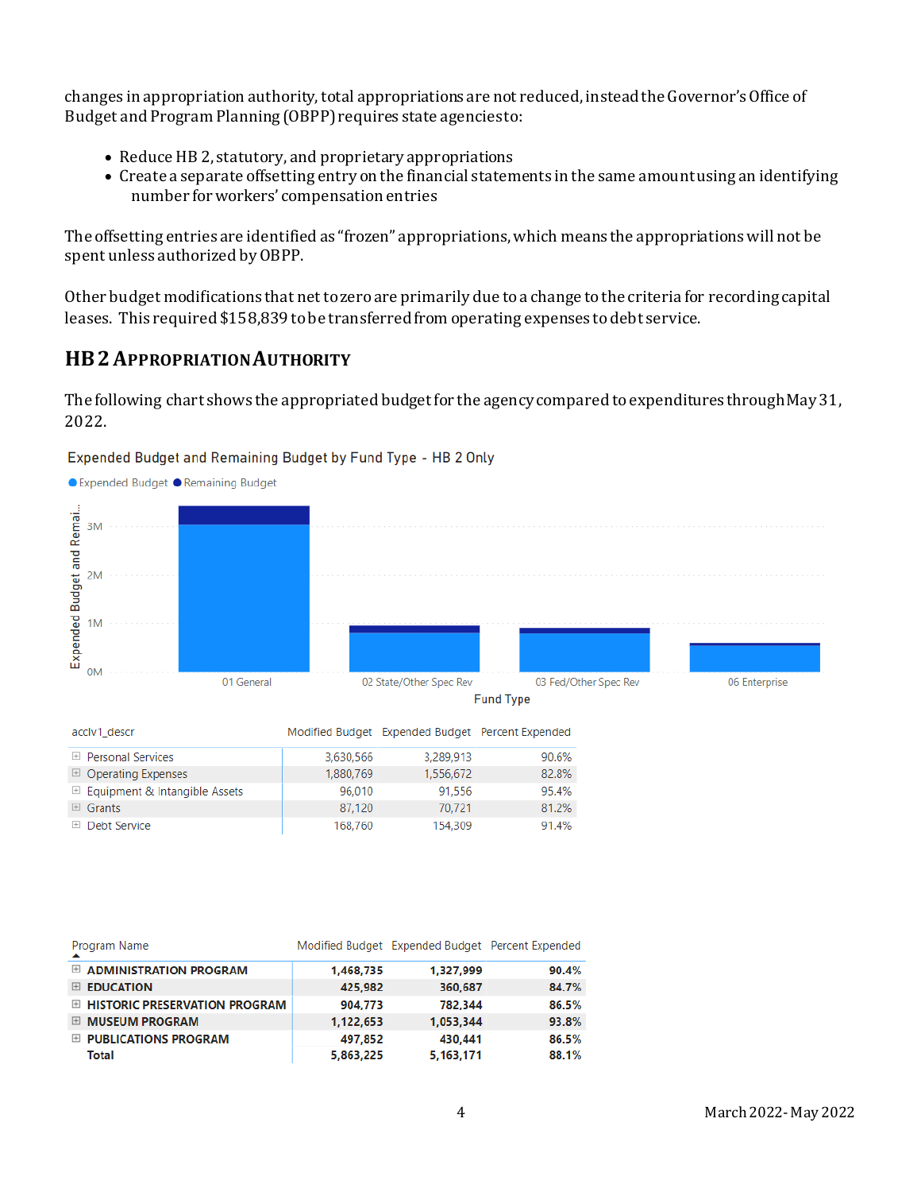changes in appropriation authority, total appropriations are not reduced, instead the Governor's Office of Budget and Program Planning (OBPP) requires state agencies to:

- Reduce HB 2, statutory, and proprietary appropriations
- Create a separate offsetting entry on the financial statements in the same amount using an identifying number for workers' compensation entries

The offsetting entries are identified as "frozen" appropriations, which means the appropriations will not be spent unless authorized by OBPP.

Other budget modifications that net to zero are primarily due to a change to the criteria for recording capital leases. This required $158,839 to be transferred from operating expenses to debt service.

## HB 2 Appropriation Authority

The following chart shows the appropriated budget for the agency compared to expenditures through May 31, 2022.

Expended Budget and Remaining Budget by Fund Type - HB 2 Only

| acclv1_descr | Modified Budget | Expended Budget | Percent Expended |
|---|---|---|---|
| Personal Services | 3,630,566 | 3,289,913 | 90.6% |
| Operating Expenses | 1,880,769 | 1,556,672 | 82.8% |
| Equipment & Intangible Assets | 96,010 | 91,556 | 95.4% |
| Grants | 87,120 | 70,721 | 81.2% |
| Debt Service | 168,760 | 154,309 | 91.4% |

| Program Name | Modified Budget | Expended Budget | Percent Expended |
|---|---|---|---|
| **ADMINISTRATION PROGRAM** | **1,468,735** | **1,327,999** | **90.4%** |
| **EDUCATION** | **425,982** | **360,687** | **84.7%** |
| **HISTORIC PRESERVATION PROGRAM** | **904,773** | **782,344** | **86.5%** |
| **MUSEUM PROGRAM** | **1,122,653** | **1,053,344** | **93.8%** |
| **PUBLICATIONS PROGRAM** | **497,852** | **430,441** | **86.5%** |
| **Total** | **5,863,225** | **5,163,171** | **88.1%** |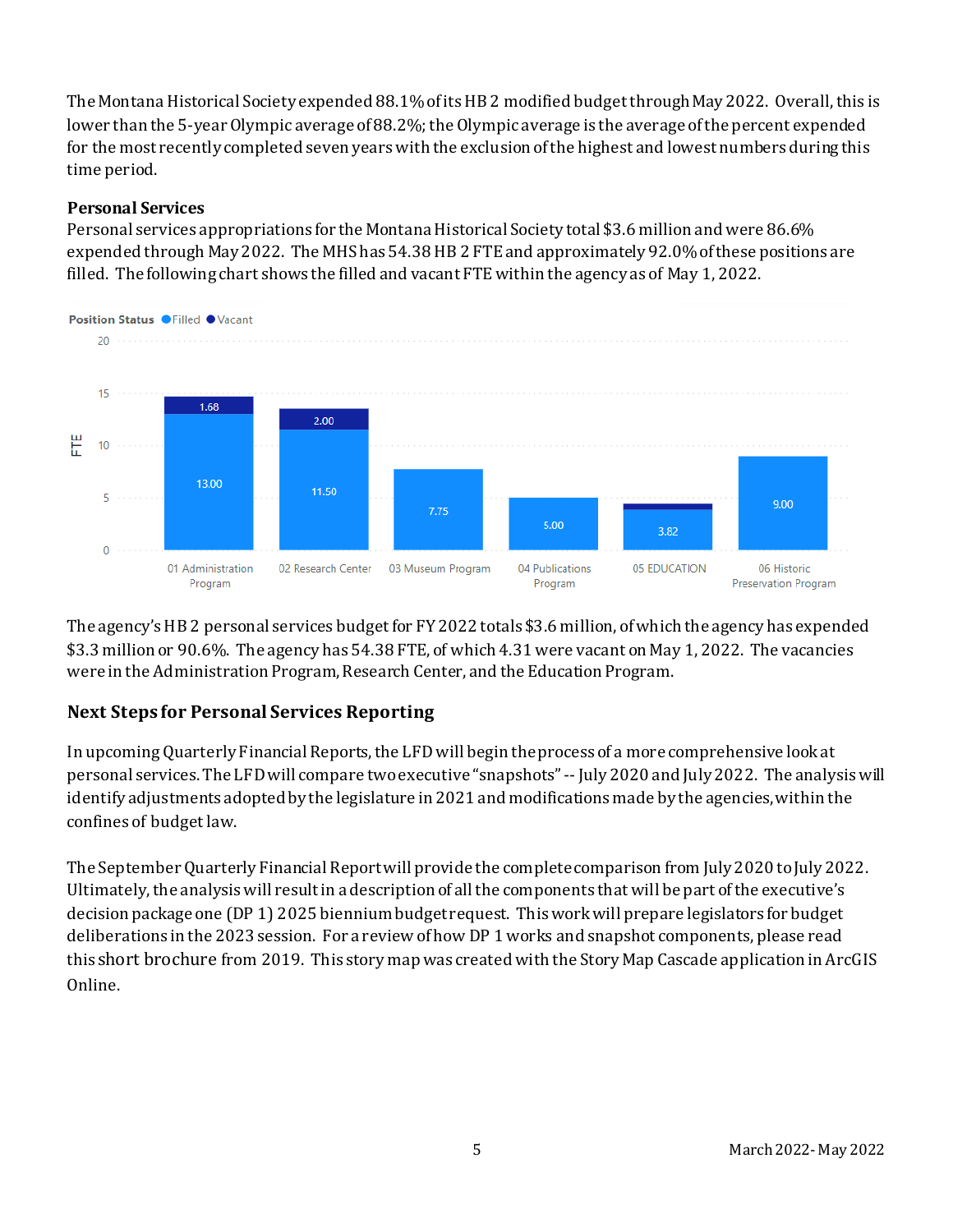The Montana Historical Society expended 88.1% of its HB 2 modified budget through May 2022. Overall, this is lower than the 5-year Olympic average of 88.2%; the Olympic average is the average of the percent expended for the most recently completed seven years with the exclusion of the highest and lowest numbers during this time period.

### Personal Services

Personal services appropriations for the Montana Historical Society total $3.6 million and were 86.6% expended through May 2022. The MHS has 54.38 HB 2 FTE and approximately 92.0% of these positions are filled. The following chart shows the filled and vacant FTE within the agency as of May 1, 2022.

Position Status ● Filled ● Vacant

FTE

20
15
10
5
0

1.68
13.00
2.00
11.50
7.75
5.00
3.82
9.00

01 Administration Program
02 Research Center
03 Museum Program
04 Publications Program
05 EDUCATION
06 Historic Preservation Program

The agency's HB 2 personal services budget for FY 2022 totals $3.6 million, of which the agency has expended $3.3 million or 90.6%. The agency has 54.38 FTE, of which 4.31 were vacant on May 1, 2022. The vacancies were in the Administration Program, Research Center, and the Education Program.

## Next Steps for Personal Services Reporting

In upcoming Quarterly Financial Reports, the LFD will begin the process of a more comprehensive look at personal services. The LFD will compare two executive "snapshots" -- July 2020 and July 2022. The analysis will identify adjustments adopted by the legislature in 2021 and modifications made by the agencies, within the confines of budget law.

The September Quarterly Financial Report will provide the complete comparison from July 2020 to July 2022. Ultimately, the analysis will result in a description of all the components that will be part of the executive's decision package one (DP 1) 2025 biennium budget request. This work will prepare legislators for budget deliberations in the 2023 session. For a review of how DP 1 works and snapshot components, please read this short brochure from 2019. This story map was created with the Story Map Cascade application in ArcGIS Online.